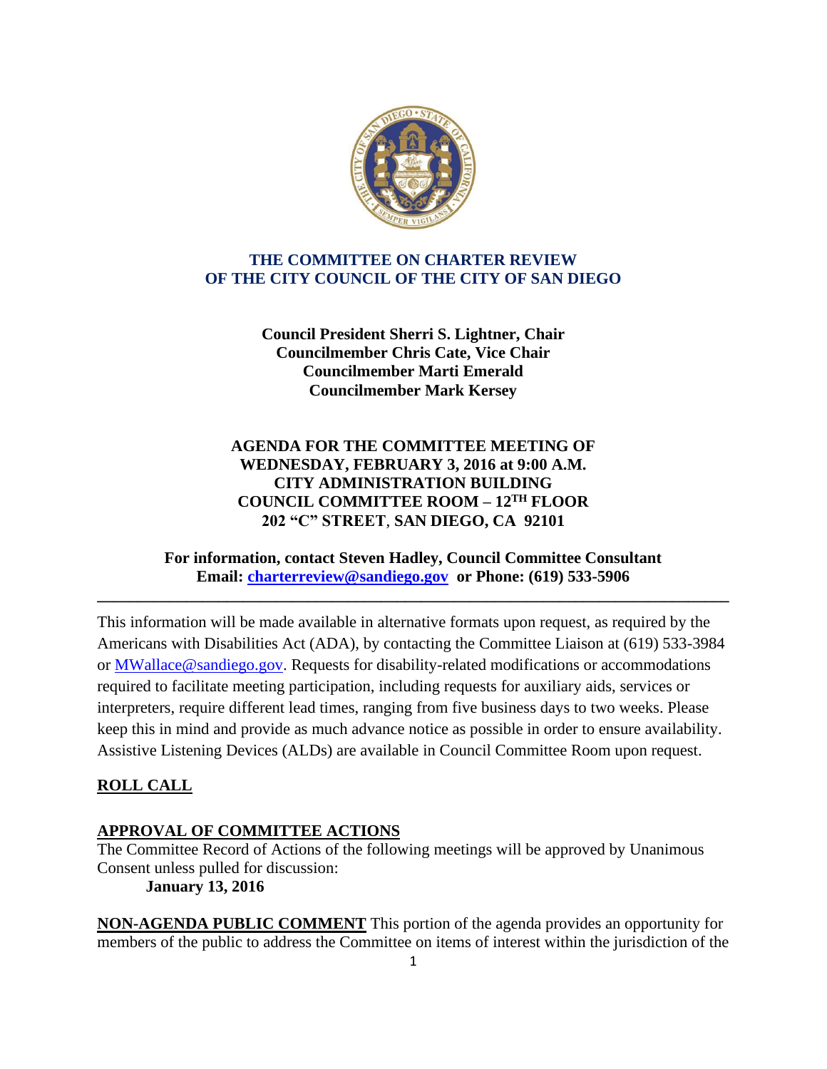# THE COMMITTEE ON CHARTER REVIEW OF THE CITY COUNCIL OF THE CITY OF SAN DIEGO

**Council President Sherri S. Lightner, Chair**
**Councilmember Chris Cate, Vice Chair**
**Councilmember Marti Emerald**
**Councilmember Mark Kersey**

**AGENDA FOR THE COMMITTEE MEETING OF**
**WEDNESDAY, FEBRUARY 3, 2016 at 9:00 A.M.**
**CITY ADMINISTRATION BUILDING**
**COUNCIL COMMITTEE ROOM – 12TH FLOOR**
**202 "C" STREET, SAN DIEGO, CA 92101**

**For information, contact Steven Hadley, Council Committee Consultant**
**Email: charterreview@sandiego.gov or Phone: (619) 533-5906**

---

This information will be made available in alternative formats upon request, as required by the Americans with Disabilities Act (ADA), by contacting the Committee Liaison at (619) 533-3984 or MWallace@sandiego.gov. Requests for disability-related modifications or accommodations required to facilitate meeting participation, including requests for auxiliary aids, services or interpreters, require different lead times, ranging from five business days to two weeks. Please keep this in mind and provide as much advance notice as possible in order to ensure availability. Assistive Listening Devices (ALDs) are available in Council Committee Room upon request.

## ROLL CALL

## APPROVAL OF COMMITTEE ACTIONS

The Committee Record of Actions of the following meetings will be approved by Unanimous Consent unless pulled for discussion:

**January 13, 2016**

**NON-AGENDA PUBLIC COMMENT** This portion of the agenda provides an opportunity for members of the public to address the Committee on items of interest within the jurisdiction of the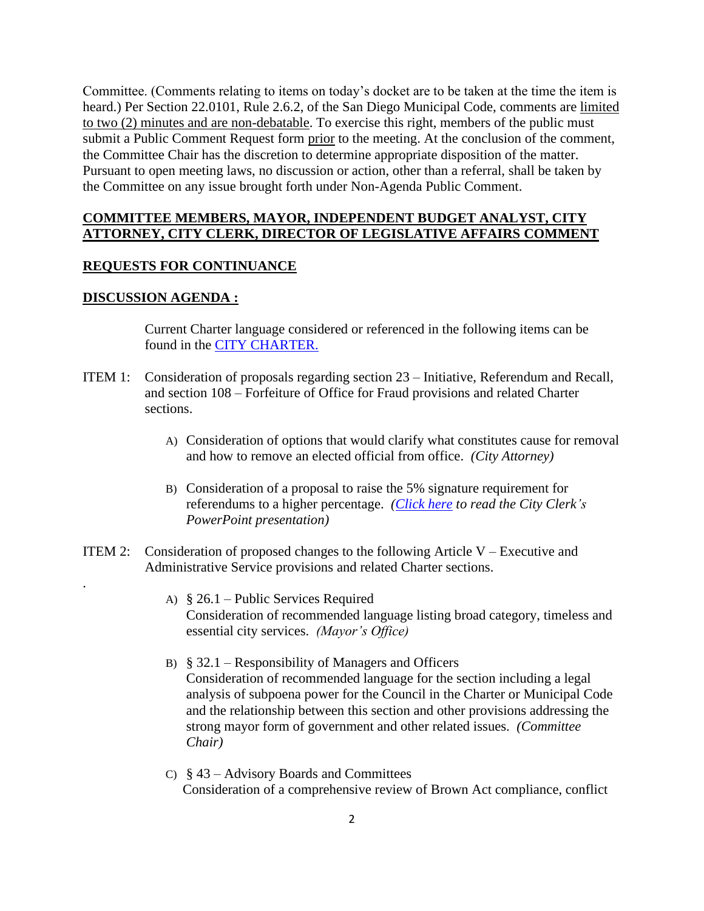Committee. (Comments relating to items on today's docket are to be taken at the time the item is heard.) Per Section 22.0101, Rule 2.6.2, of the San Diego Municipal Code, comments are limited to two (2) minutes and are non-debatable. To exercise this right, members of the public must submit a Public Comment Request form prior to the meeting. At the conclusion of the comment, the Committee Chair has the discretion to determine appropriate disposition of the matter. Pursuant to open meeting laws, no discussion or action, other than a referral, shall be taken by the Committee on any issue brought forth under Non-Agenda Public Comment.

**COMMITTEE MEMBERS, MAYOR, INDEPENDENT BUDGET ANALYST, CITY ATTORNEY, CITY CLERK, DIRECTOR OF LEGISLATIVE AFFAIRS COMMENT**

**REQUESTS FOR CONTINUANCE**

**DISCUSSION AGENDA :**

Current Charter language considered or referenced in the following items can be found in the CITY CHARTER.

ITEM 1: Consideration of proposals regarding section 23 – Initiative, Referendum and Recall, and section 108 – Forfeiture of Office for Fraud provisions and related Charter sections.

A) Consideration of options that would clarify what constitutes cause for removal and how to remove an elected official from office. *(City Attorney)*

B) Consideration of a proposal to raise the 5% signature requirement for referendums to a higher percentage. *(Click here to read the City Clerk's PowerPoint presentation)*

ITEM 2: Consideration of proposed changes to the following Article V – Executive and Administrative Service provisions and related Charter sections.

A) § 26.1 – Public Services Required
Consideration of recommended language listing broad category, timeless and essential city services. *(Mayor's Office)*

B) § 32.1 – Responsibility of Managers and Officers
Consideration of recommended language for the section including a legal analysis of subpoena power for the Council in the Charter or Municipal Code and the relationship between this section and other provisions addressing the strong mayor form of government and other related issues. *(Committee Chair)*

C) § 43 – Advisory Boards and Committees
Consideration of a comprehensive review of Brown Act compliance, conflict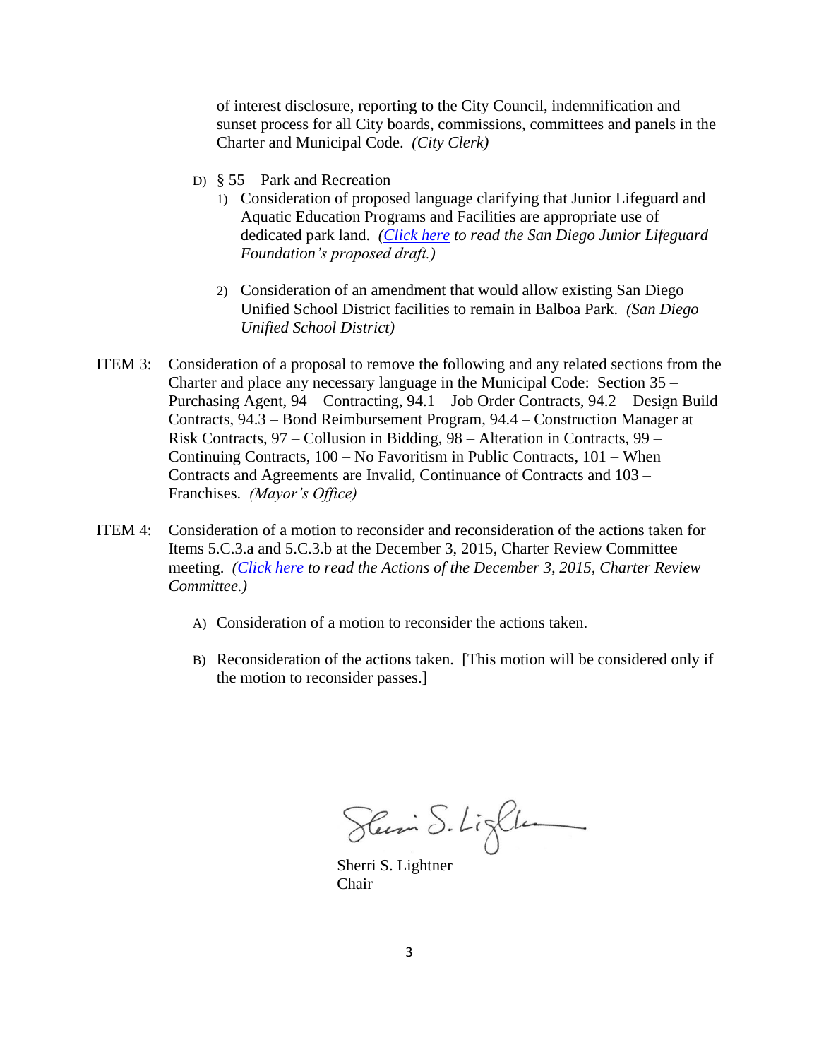of interest disclosure, reporting to the City Council, indemnification and sunset process for all City boards, commissions, committees and panels in the Charter and Municipal Code. *(City Clerk)*

D) § 55 – Park and Recreation

1) Consideration of proposed language clarifying that Junior Lifeguard and Aquatic Education Programs and Facilities are appropriate use of dedicated park land. *(Click here to read the San Diego Junior Lifeguard Foundation's proposed draft.)*

2) Consideration of an amendment that would allow existing San Diego Unified School District facilities to remain in Balboa Park. *(San Diego Unified School District)*

ITEM 3: Consideration of a proposal to remove the following and any related sections from the Charter and place any necessary language in the Municipal Code: Section 35 – Purchasing Agent, 94 – Contracting, 94.1 – Job Order Contracts, 94.2 – Design Build Contracts, 94.3 – Bond Reimbursement Program, 94.4 – Construction Manager at Risk Contracts, 97 – Collusion in Bidding, 98 – Alteration in Contracts, 99 – Continuing Contracts, 100 – No Favoritism in Public Contracts, 101 – When Contracts and Agreements are Invalid, Continuance of Contracts and 103 – Franchises. *(Mayor's Office)*

ITEM 4: Consideration of a motion to reconsider and reconsideration of the actions taken for Items 5.C.3.a and 5.C.3.b at the December 3, 2015, Charter Review Committee meeting. *(Click here to read the Actions of the December 3, 2015, Charter Review Committee.)*

A) Consideration of a motion to reconsider the actions taken.

B) Reconsideration of the actions taken. [This motion will be considered only if the motion to reconsider passes.]

Sherri S. Lightner
Chair